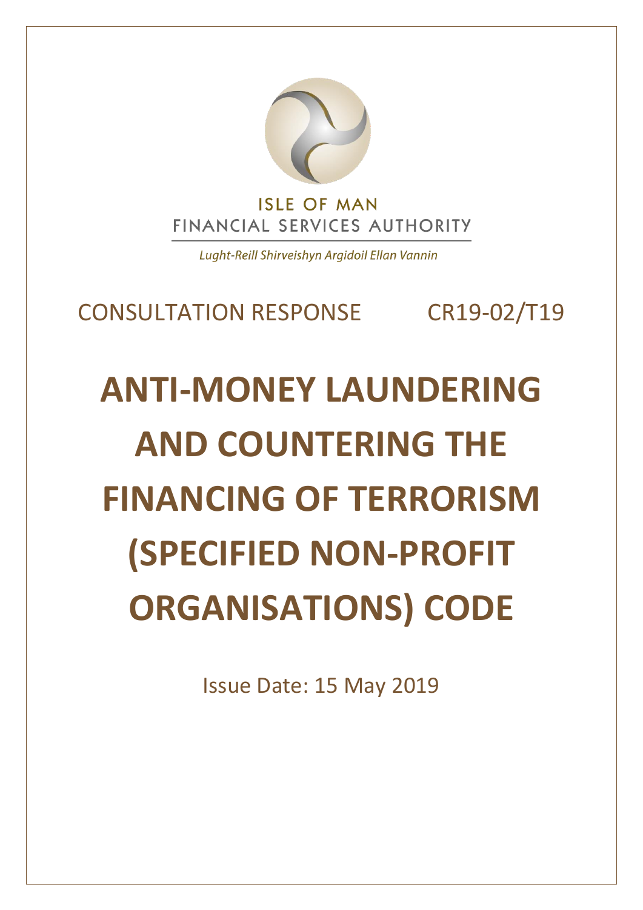ISLE OF MAN
FINANCIAL SERVICES AUTHORITY

*Lught-Reill Shirveishyn Argidoil Ellan Vannin*

CONSULTATION RESPONSE CR19-02/T19

# ANTI-MONEY LAUNDERING AND COUNTERING THE FINANCING OF TERRORISM (SPECIFIED NON-PROFIT ORGANISATIONS) CODE

Issue Date: 15 May 2019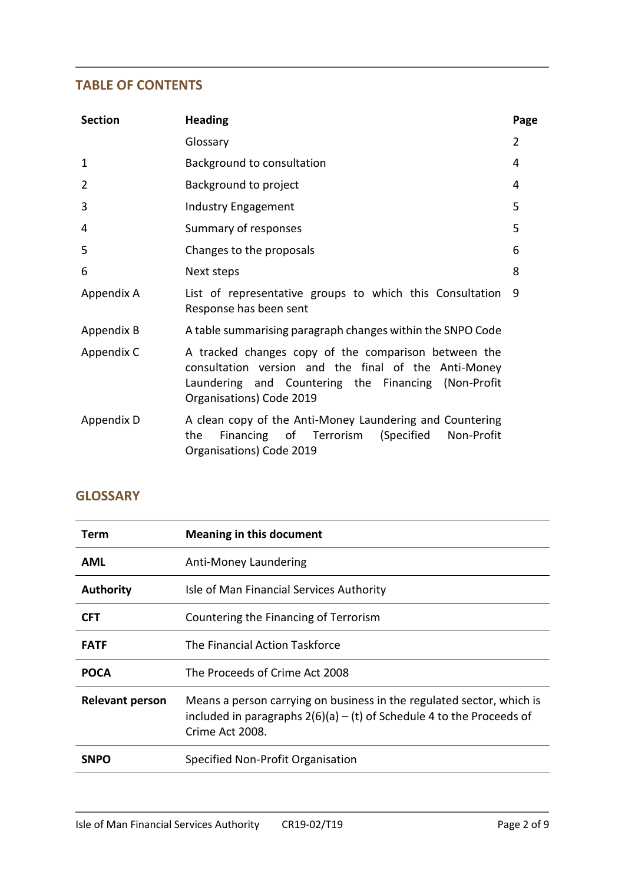## TABLE OF CONTENTS

| Section | Heading | Page |
|---|---|---|
| | Glossary | 2 |
| 1 | Background to consultation | 4 |
| 2 | Background to project | 4 |
| 3 | Industry Engagement | 5 |
| 4 | Summary of responses | 5 |
| 5 | Changes to the proposals | 6 |
| 6 | Next steps | 8 |
| Appendix A | List of representative groups to which this Consultation Response has been sent | 9 |
| Appendix B | A table summarising paragraph changes within the SNPO Code | |
| Appendix C | A tracked changes copy of the comparison between the consultation version and the final of the Anti-Money Laundering and Countering the Financing (Non-Profit Organisations) Code 2019 | |
| Appendix D | A clean copy of the Anti-Money Laundering and Countering the Financing of Terrorism (Specified Non-Profit Organisations) Code 2019 | |

## GLOSSARY

| Term | Meaning in this document |
|---|---|
| **AML** | Anti-Money Laundering |
| **Authority** | Isle of Man Financial Services Authority |
| **CFT** | Countering the Financing of Terrorism |
| **FATF** | The Financial Action Taskforce |
| **POCA** | The Proceeds of Crime Act 2008 |
| **Relevant person** | Means a person carrying on business in the regulated sector, which is included in paragraphs 2(6)(a) – (t) of Schedule 4 to the Proceeds of Crime Act 2008. |
| **SNPO** | Specified Non-Profit Organisation |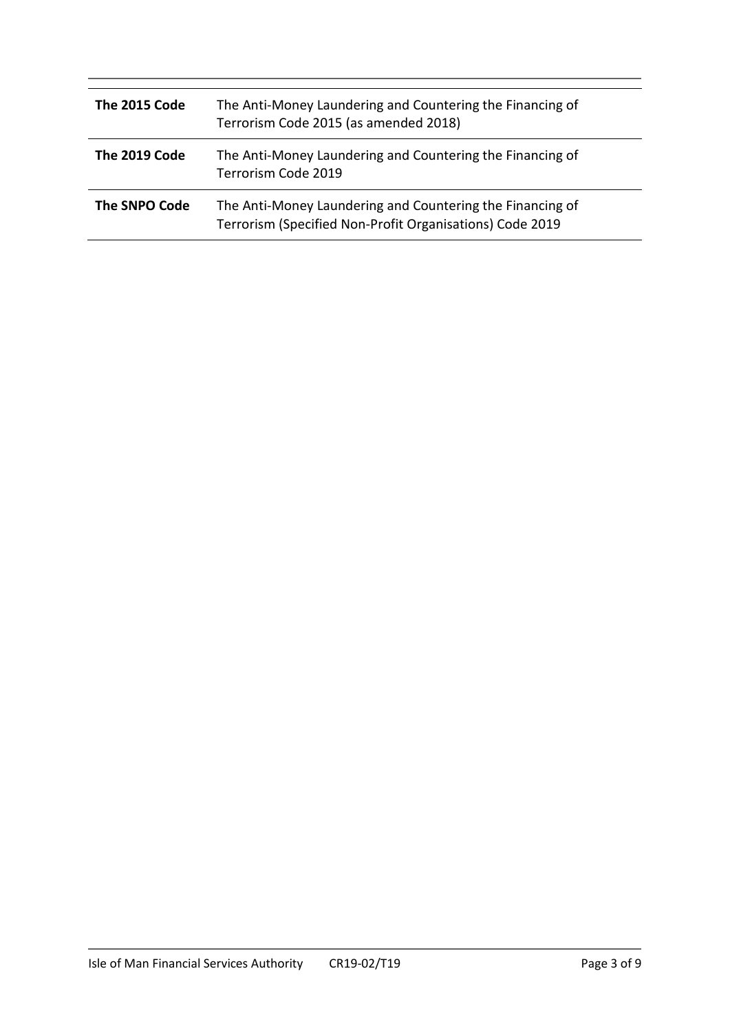| | |
|---|---|
| **The 2015 Code** | The Anti-Money Laundering and Countering the Financing of Terrorism Code 2015 (as amended 2018) |
| **The 2019 Code** | The Anti-Money Laundering and Countering the Financing of Terrorism Code 2019 |
| **The SNPO Code** | The Anti-Money Laundering and Countering the Financing of Terrorism (Specified Non-Profit Organisations) Code 2019 |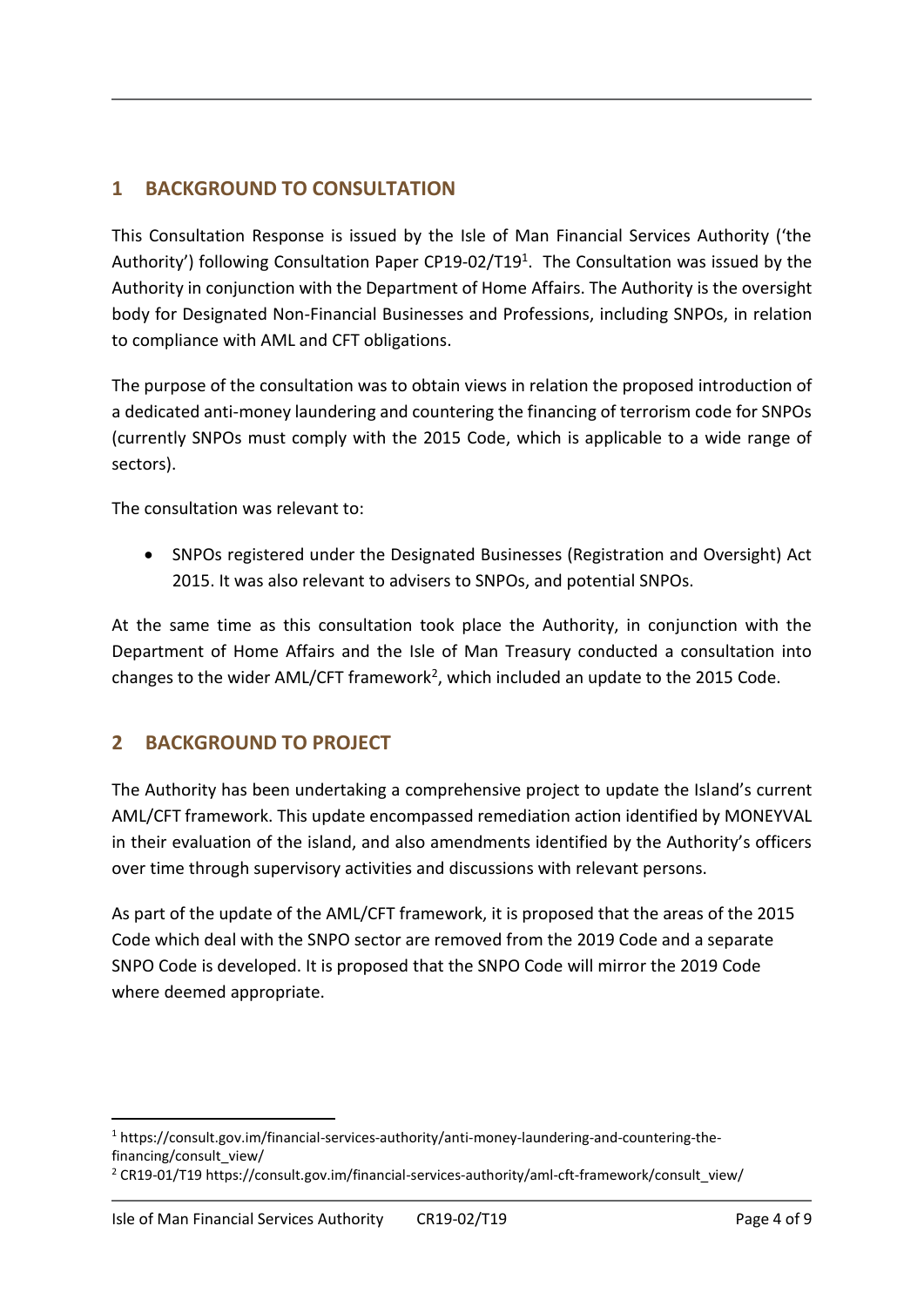## 1 BACKGROUND TO CONSULTATION

This Consultation Response is issued by the Isle of Man Financial Services Authority ('the Authority') following Consultation Paper CP19-02/T19[1]. The Consultation was issued by the Authority in conjunction with the Department of Home Affairs. The Authority is the oversight body for Designated Non-Financial Businesses and Professions, including SNPOs, in relation to compliance with AML and CFT obligations.

The purpose of the consultation was to obtain views in relation the proposed introduction of a dedicated anti-money laundering and countering the financing of terrorism code for SNPOs (currently SNPOs must comply with the 2015 Code, which is applicable to a wide range of sectors).

The consultation was relevant to:

- SNPOs registered under the Designated Businesses (Registration and Oversight) Act 2015. It was also relevant to advisers to SNPOs, and potential SNPOs.

At the same time as this consultation took place the Authority, in conjunction with the Department of Home Affairs and the Isle of Man Treasury conducted a consultation into changes to the wider AML/CFT framework[2], which included an update to the 2015 Code.

## 2 BACKGROUND TO PROJECT

The Authority has been undertaking a comprehensive project to update the Island's current AML/CFT framework. This update encompassed remediation action identified by MONEYVAL in their evaluation of the island, and also amendments identified by the Authority's officers over time through supervisory activities and discussions with relevant persons.

As part of the update of the AML/CFT framework, it is proposed that the areas of the 2015 Code which deal with the SNPO sector are removed from the 2019 Code and a separate SNPO Code is developed. It is proposed that the SNPO Code will mirror the 2019 Code where deemed appropriate.

---

[1] https://consult.gov.im/financial-services-authority/anti-money-laundering-and-countering-the-financing/consult_view/

[2] CR19-01/T19 https://consult.gov.im/financial-services-authority/aml-cft-framework/consult_view/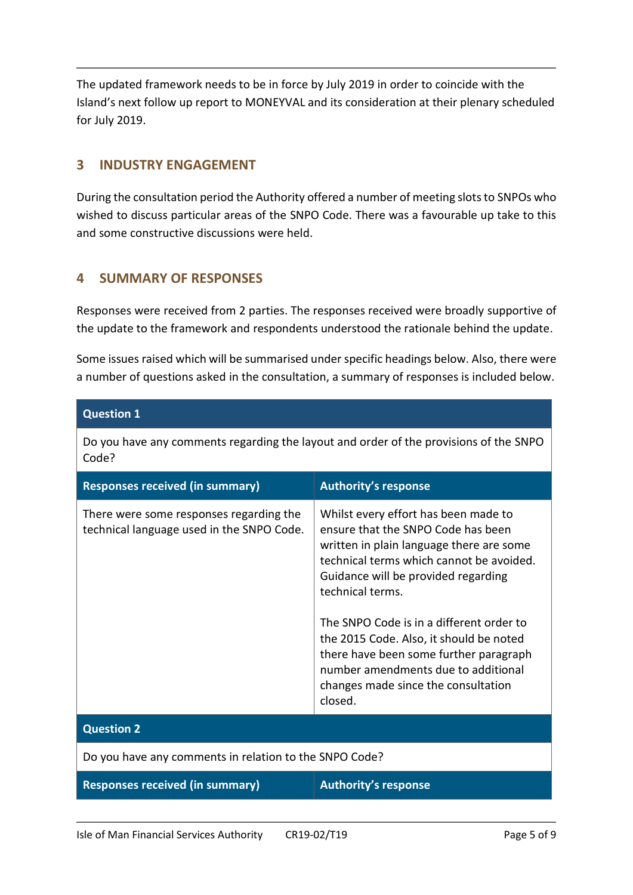The updated framework needs to be in force by July 2019 in order to coincide with the Island's next follow up report to MONEYVAL and its consideration at their plenary scheduled for July 2019.

## 3 INDUSTRY ENGAGEMENT

During the consultation period the Authority offered a number of meeting slots to SNPOs who wished to discuss particular areas of the SNPO Code. There was a favourable up take to this and some constructive discussions were held.

## 4 SUMMARY OF RESPONSES

Responses were received from 2 parties. The responses received were broadly supportive of the update to the framework and respondents understood the rationale behind the update.

Some issues raised which will be summarised under specific headings below. Also, there were a number of questions asked in the consultation, a summary of responses is included below.

| **Question 1** | |
|---|---|
| Do you have any comments regarding the layout and order of the provisions of the SNPO Code? | |
| **Responses received (in summary)** | **Authority's response** |
| There were some responses regarding the technical language used in the SNPO Code. | Whilst every effort has been made to ensure that the SNPO Code has been written in plain language there are some technical terms which cannot be avoided. Guidance will be provided regarding technical terms.<br><br>The SNPO Code is in a different order to the 2015 Code. Also, it should be noted there have been some further paragraph number amendments due to additional changes made since the consultation closed. |
| **Question 2** | |
| Do you have any comments in relation to the SNPO Code? | |
| **Responses received (in summary)** | **Authority's response** |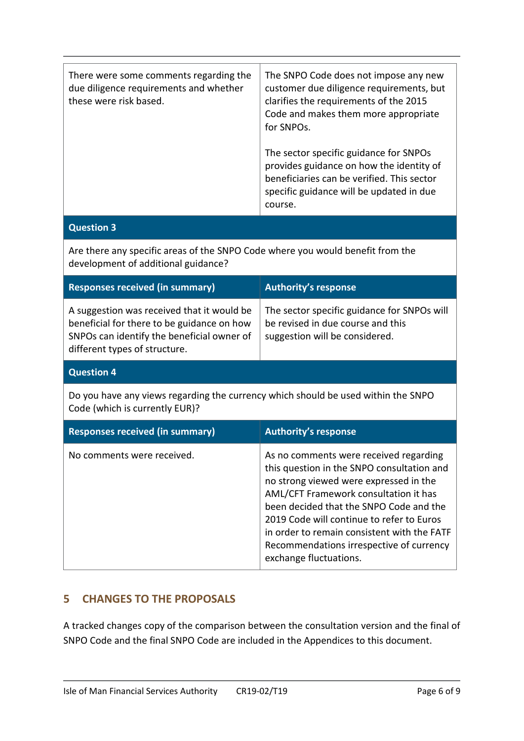| | |
|---|---|
| There were some comments regarding the due diligence requirements and whether these were risk based. | The SNPO Code does not impose any new customer due diligence requirements, but clarifies the requirements of the 2015 Code and makes them more appropriate for SNPOs.<br><br>The sector specific guidance for SNPOs provides guidance on how the identity of beneficiaries can be verified. This sector specific guidance will be updated in due course. |

**Question 3**

Are there any specific areas of the SNPO Code where you would benefit from the development of additional guidance?

| Responses received (in summary) | Authority's response |
|---|---|
| A suggestion was received that it would be beneficial for there to be guidance on how SNPOs can identify the beneficial owner of different types of structure. | The sector specific guidance for SNPOs will be revised in due course and this suggestion will be considered. |

**Question 4**

Do you have any views regarding the currency which should be used within the SNPO Code (which is currently EUR)?

| Responses received (in summary) | Authority's response |
|---|---|
| No comments were received. | As no comments were received regarding this question in the SNPO consultation and no strong viewed were expressed in the AML/CFT Framework consultation it has been decided that the SNPO Code and the 2019 Code will continue to refer to Euros in order to remain consistent with the FATF Recommendations irrespective of currency exchange fluctuations. |

## 5 CHANGES TO THE PROPOSALS

A tracked changes copy of the comparison between the consultation version and the final of SNPO Code and the final SNPO Code are included in the Appendices to this document.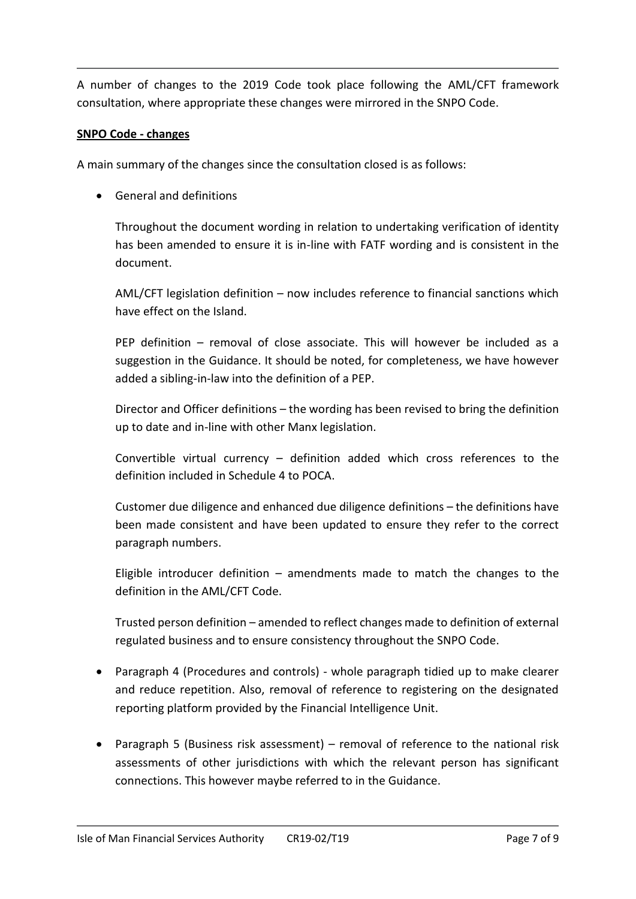A number of changes to the 2019 Code took place following the AML/CFT framework consultation, where appropriate these changes were mirrored in the SNPO Code.

**SNPO Code - changes**

A main summary of the changes since the consultation closed is as follows:

- General and definitions

  Throughout the document wording in relation to undertaking verification of identity has been amended to ensure it is in-line with FATF wording and is consistent in the document.

  AML/CFT legislation definition – now includes reference to financial sanctions which have effect on the Island.

  PEP definition – removal of close associate. This will however be included as a suggestion in the Guidance. It should be noted, for completeness, we have however added a sibling-in-law into the definition of a PEP.

  Director and Officer definitions – the wording has been revised to bring the definition up to date and in-line with other Manx legislation.

  Convertible virtual currency – definition added which cross references to the definition included in Schedule 4 to POCA.

  Customer due diligence and enhanced due diligence definitions – the definitions have been made consistent and have been updated to ensure they refer to the correct paragraph numbers.

  Eligible introducer definition – amendments made to match the changes to the definition in the AML/CFT Code.

  Trusted person definition – amended to reflect changes made to definition of external regulated business and to ensure consistency throughout the SNPO Code.

- Paragraph 4 (Procedures and controls) - whole paragraph tidied up to make clearer and reduce repetition. Also, removal of reference to registering on the designated reporting platform provided by the Financial Intelligence Unit.

- Paragraph 5 (Business risk assessment) – removal of reference to the national risk assessments of other jurisdictions with which the relevant person has significant connections. This however maybe referred to in the Guidance.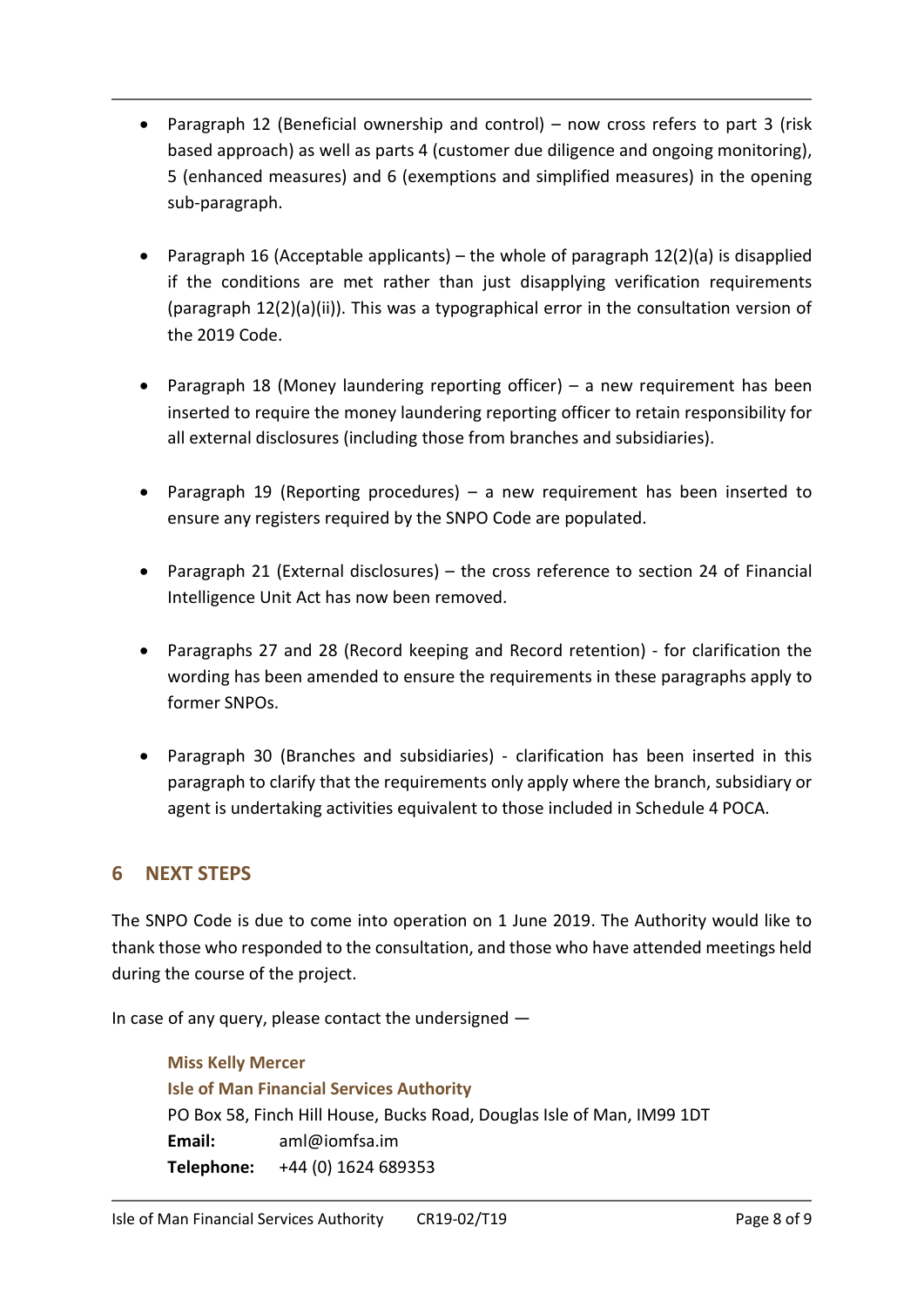- Paragraph 12 (Beneficial ownership and control) – now cross refers to part 3 (risk based approach) as well as parts 4 (customer due diligence and ongoing monitoring), 5 (enhanced measures) and 6 (exemptions and simplified measures) in the opening sub-paragraph.

- Paragraph 16 (Acceptable applicants) – the whole of paragraph 12(2)(a) is disapplied if the conditions are met rather than just disapplying verification requirements (paragraph 12(2)(a)(ii)). This was a typographical error in the consultation version of the 2019 Code.

- Paragraph 18 (Money laundering reporting officer) – a new requirement has been inserted to require the money laundering reporting officer to retain responsibility for all external disclosures (including those from branches and subsidiaries).

- Paragraph 19 (Reporting procedures) – a new requirement has been inserted to ensure any registers required by the SNPO Code are populated.

- Paragraph 21 (External disclosures) – the cross reference to section 24 of Financial Intelligence Unit Act has now been removed.

- Paragraphs 27 and 28 (Record keeping and Record retention) - for clarification the wording has been amended to ensure the requirements in these paragraphs apply to former SNPOs.

- Paragraph 30 (Branches and subsidiaries) - clarification has been inserted in this paragraph to clarify that the requirements only apply where the branch, subsidiary or agent is undertaking activities equivalent to those included in Schedule 4 POCA.

## 6 NEXT STEPS

The SNPO Code is due to come into operation on 1 June 2019. The Authority would like to thank those who responded to the consultation, and those who have attended meetings held during the course of the project.

In case of any query, please contact the undersigned —

**Miss Kelly Mercer**
**Isle of Man Financial Services Authority**
PO Box 58, Finch Hill House, Bucks Road, Douglas Isle of Man, IM99 1DT
**Email:** aml@iomfsa.im
**Telephone:** +44 (0) 1624 689353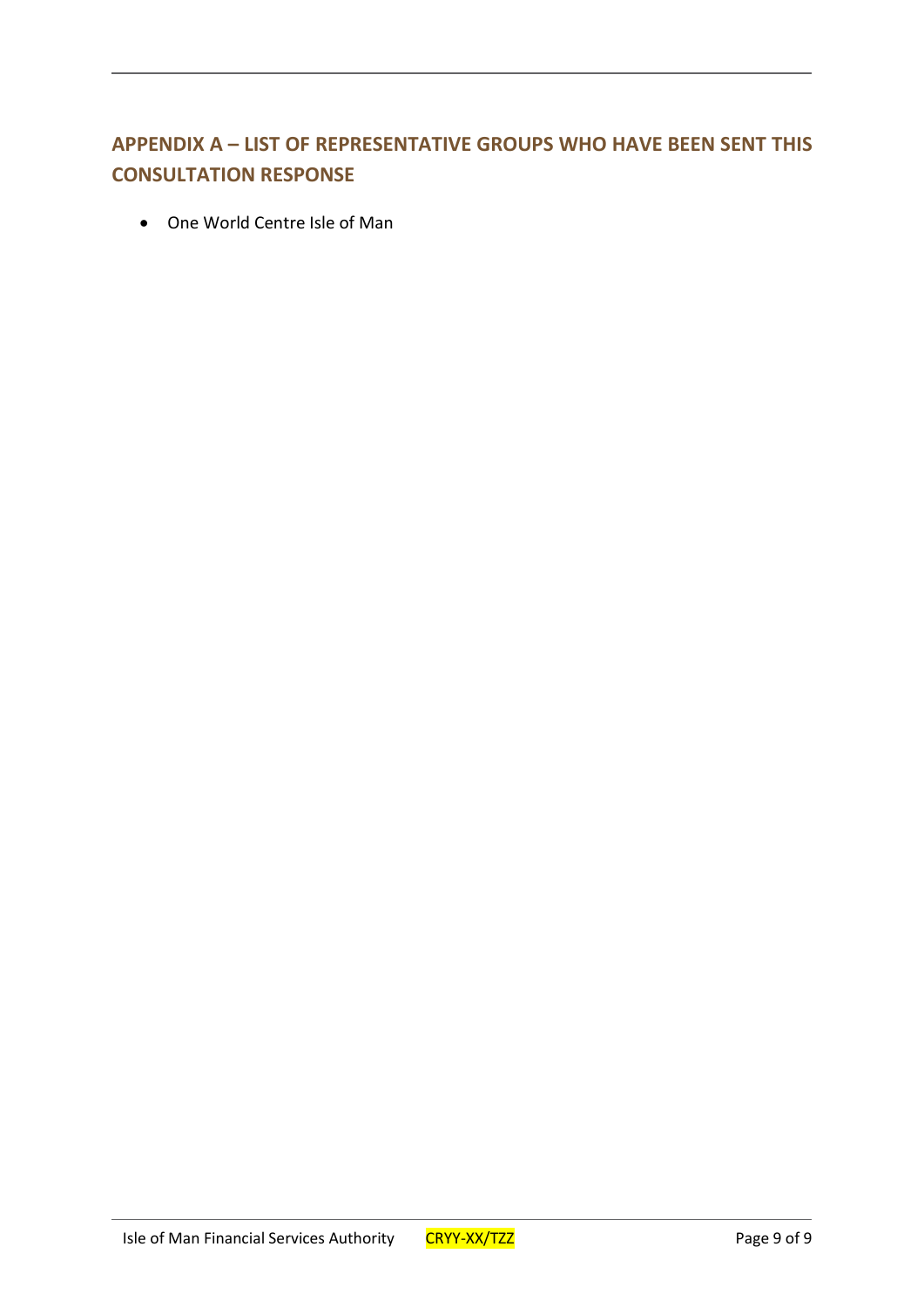## APPENDIX A – LIST OF REPRESENTATIVE GROUPS WHO HAVE BEEN SENT THIS CONSULTATION RESPONSE

- One World Centre Isle of Man